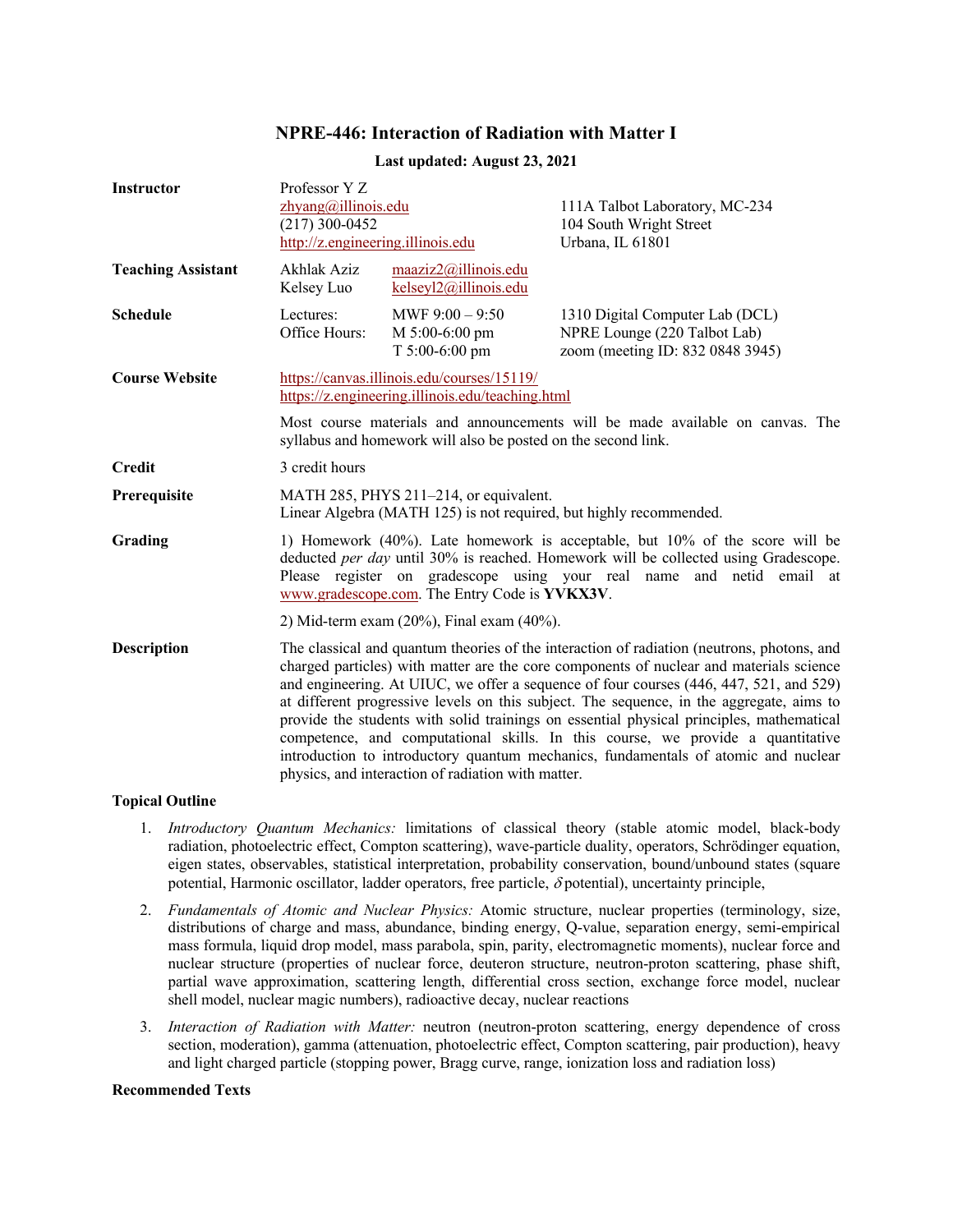# NPRE-446: Interaction of Radiation with Matter I

**Last updated: August 23, 2021**

| | | | |
|---|---|---|---|
| **Instructor** | Professor Y Z<br>zhyang@illinois.edu<br>(217) 300-0452<br>http://z.engineering.illinois.edu | | 111A Talbot Laboratory, MC-234<br>104 South Wright Street<br>Urbana, IL 61801 |
| **Teaching Assistant** | Akhlak Aziz<br>Kelsey Luo | maaziz2@illinois.edu<br>kelseyl2@illinois.edu | |
| **Schedule** | Lectures:<br>Office Hours: | MWF 9:00 – 9:50<br>M 5:00-6:00 pm<br>T 5:00-6:00 pm | 1310 Digital Computer Lab (DCL)<br>NPRE Lounge (220 Talbot Lab)<br>zoom (meeting ID: 832 0848 3945) |

**Course Website**

https://canvas.illinois.edu/courses/15119/
https://z.engineering.illinois.edu/teaching.html

Most course materials and announcements will be made available on canvas. The syllabus and homework will also be posted on the second link.

**Credit**

3 credit hours

**Prerequisite**

MATH 285, PHYS 211–214, or equivalent.
Linear Algebra (MATH 125) is not required, but highly recommended.

**Grading**

1) Homework (40%). Late homework is acceptable, but 10% of the score will be deducted *per day* until 30% is reached. Homework will be collected using Gradescope. Please register on gradescope using your real name and netid email at www.gradescope.com. The Entry Code is **YVKX3V**.

2) Mid-term exam (20%), Final exam (40%).

**Description**

The classical and quantum theories of the interaction of radiation (neutrons, photons, and charged particles) with matter are the core components of nuclear and materials science and engineering. At UIUC, we offer a sequence of four courses (446, 447, 521, and 529) at different progressive levels on this subject. The sequence, in the aggregate, aims to provide the students with solid trainings on essential physical principles, mathematical competence, and computational skills. In this course, we provide a quantitative introduction to introductory quantum mechanics, fundamentals of atomic and nuclear physics, and interaction of radiation with matter.

**Topical Outline**

1. *Introductory Quantum Mechanics:* limitations of classical theory (stable atomic model, black-body radiation, photoelectric effect, Compton scattering), wave-particle duality, operators, Schrödinger equation, eigen states, observables, statistical interpretation, probability conservation, bound/unbound states (square potential, Harmonic oscillator, ladder operators, free particle, $\delta$ potential), uncertainty principle,
2. *Fundamentals of Atomic and Nuclear Physics:* Atomic structure, nuclear properties (terminology, size, distributions of charge and mass, abundance, binding energy, Q-value, separation energy, semi-empirical mass formula, liquid drop model, mass parabola, spin, parity, electromagnetic moments), nuclear force and nuclear structure (properties of nuclear force, deuteron structure, neutron-proton scattering, phase shift, partial wave approximation, scattering length, differential cross section, exchange force model, nuclear shell model, nuclear magic numbers), radioactive decay, nuclear reactions
3. *Interaction of Radiation with Matter:* neutron (neutron-proton scattering, energy dependence of cross section, moderation), gamma (attenuation, photoelectric effect, Compton scattering, pair production), heavy and light charged particle (stopping power, Bragg curve, range, ionization loss and radiation loss)

**Recommended Texts**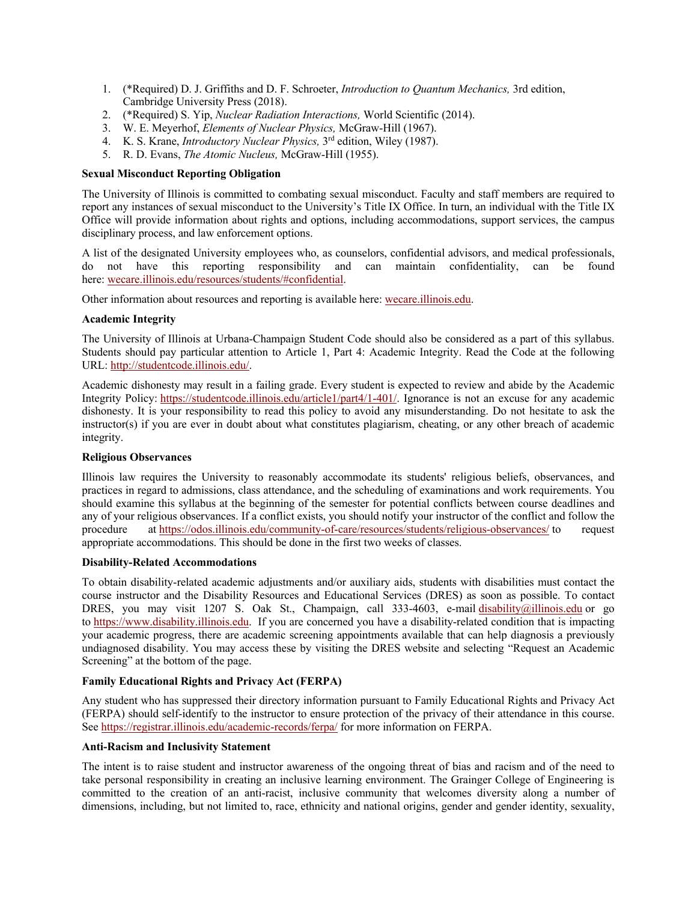1. (*Required) D. J. Griffiths and D. F. Schroeter, *Introduction to Quantum Mechanics,* 3rd edition, Cambridge University Press (2018).
2. (*Required) S. Yip, *Nuclear Radiation Interactions,* World Scientific (2014).
3. W. E. Meyerhof, *Elements of Nuclear Physics,* McGraw-Hill (1967).
4. K. S. Krane, *Introductory Nuclear Physics,* 3rd edition, Wiley (1987).
5. R. D. Evans, *The Atomic Nucleus,* McGraw-Hill (1955).

**Sexual Misconduct Reporting Obligation**

The University of Illinois is committed to combating sexual misconduct. Faculty and staff members are required to report any instances of sexual misconduct to the University's Title IX Office. In turn, an individual with the Title IX Office will provide information about rights and options, including accommodations, support services, the campus disciplinary process, and law enforcement options.

A list of the designated University employees who, as counselors, confidential advisors, and medical professionals, do not have this reporting responsibility and can maintain confidentiality, can be found here: wecare.illinois.edu/resources/students/#confidential.

Other information about resources and reporting is available here: wecare.illinois.edu.

**Academic Integrity**

The University of Illinois at Urbana-Champaign Student Code should also be considered as a part of this syllabus. Students should pay particular attention to Article 1, Part 4: Academic Integrity. Read the Code at the following URL: http://studentcode.illinois.edu/.

Academic dishonesty may result in a failing grade. Every student is expected to review and abide by the Academic Integrity Policy: https://studentcode.illinois.edu/article1/part4/1-401/. Ignorance is not an excuse for any academic dishonesty. It is your responsibility to read this policy to avoid any misunderstanding. Do not hesitate to ask the instructor(s) if you are ever in doubt about what constitutes plagiarism, cheating, or any other breach of academic integrity.

**Religious Observances**

Illinois law requires the University to reasonably accommodate its students' religious beliefs, observances, and practices in regard to admissions, class attendance, and the scheduling of examinations and work requirements. You should examine this syllabus at the beginning of the semester for potential conflicts between course deadlines and any of your religious observances. If a conflict exists, you should notify your instructor of the conflict and follow the procedure at https://odos.illinois.edu/community-of-care/resources/students/religious-observances/ to request appropriate accommodations. This should be done in the first two weeks of classes.

**Disability-Related Accommodations**

To obtain disability-related academic adjustments and/or auxiliary aids, students with disabilities must contact the course instructor and the Disability Resources and Educational Services (DRES) as soon as possible. To contact DRES, you may visit 1207 S. Oak St., Champaign, call 333-4603, e-mail disability@illinois.edu or go to https://www.disability.illinois.edu. If you are concerned you have a disability-related condition that is impacting your academic progress, there are academic screening appointments available that can help diagnosis a previously undiagnosed disability. You may access these by visiting the DRES website and selecting "Request an Academic Screening" at the bottom of the page.

**Family Educational Rights and Privacy Act (FERPA)**

Any student who has suppressed their directory information pursuant to Family Educational Rights and Privacy Act (FERPA) should self-identify to the instructor to ensure protection of the privacy of their attendance in this course. See https://registrar.illinois.edu/academic-records/ferpa/ for more information on FERPA.

**Anti-Racism and Inclusivity Statement**

The intent is to raise student and instructor awareness of the ongoing threat of bias and racism and of the need to take personal responsibility in creating an inclusive learning environment. The Grainger College of Engineering is committed to the creation of an anti-racist, inclusive community that welcomes diversity along a number of dimensions, including, but not limited to, race, ethnicity and national origins, gender and gender identity, sexuality,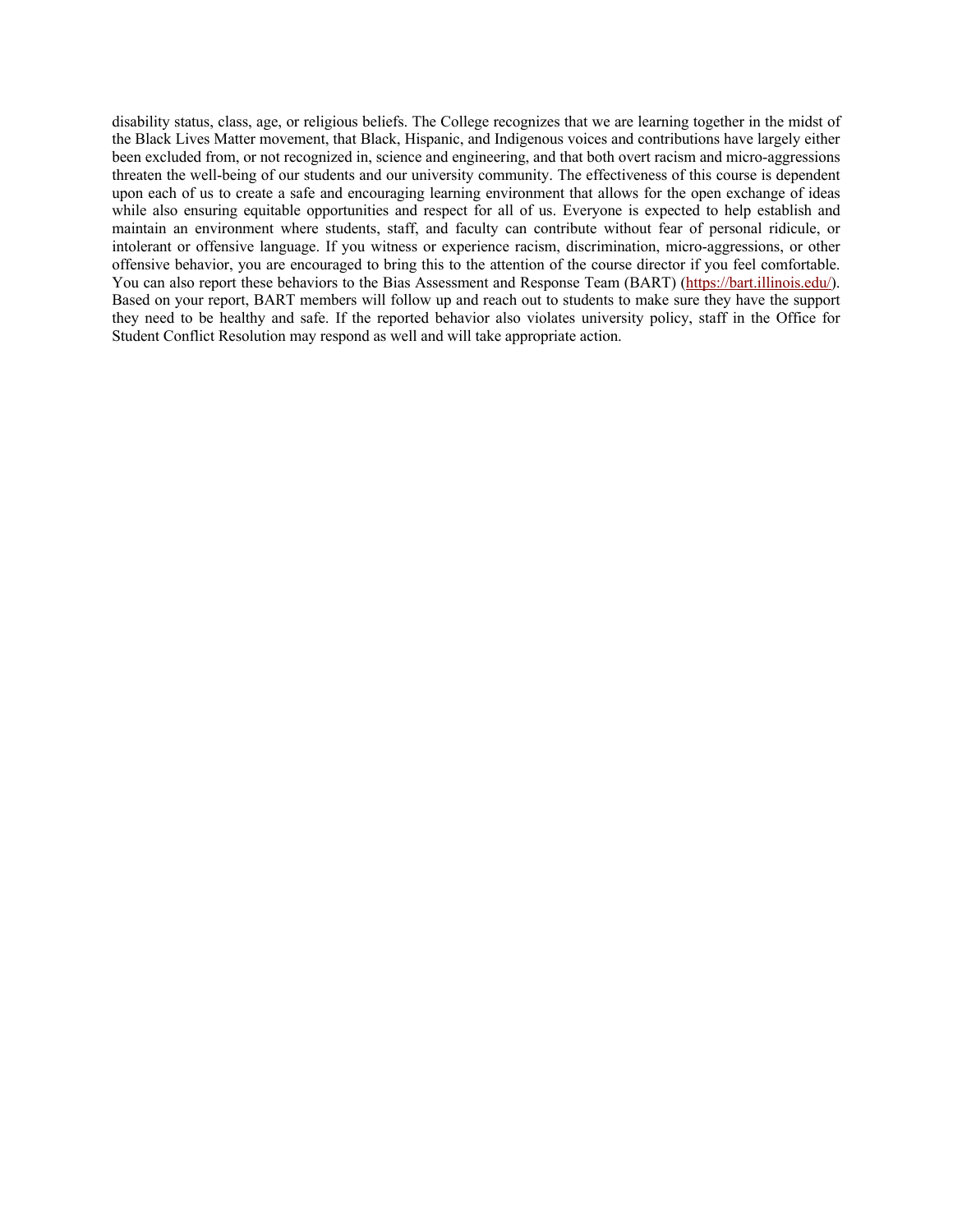disability status, class, age, or religious beliefs. The College recognizes that we are learning together in the midst of the Black Lives Matter movement, that Black, Hispanic, and Indigenous voices and contributions have largely either been excluded from, or not recognized in, science and engineering, and that both overt racism and micro-aggressions threaten the well-being of our students and our university community. The effectiveness of this course is dependent upon each of us to create a safe and encouraging learning environment that allows for the open exchange of ideas while also ensuring equitable opportunities and respect for all of us. Everyone is expected to help establish and maintain an environment where students, staff, and faculty can contribute without fear of personal ridicule, or intolerant or offensive language. If you witness or experience racism, discrimination, micro-aggressions, or other offensive behavior, you are encouraged to bring this to the attention of the course director if you feel comfortable. You can also report these behaviors to the Bias Assessment and Response Team (BART) (https://bart.illinois.edu/). Based on your report, BART members will follow up and reach out to students to make sure they have the support they need to be healthy and safe. If the reported behavior also violates university policy, staff in the Office for Student Conflict Resolution may respond as well and will take appropriate action.